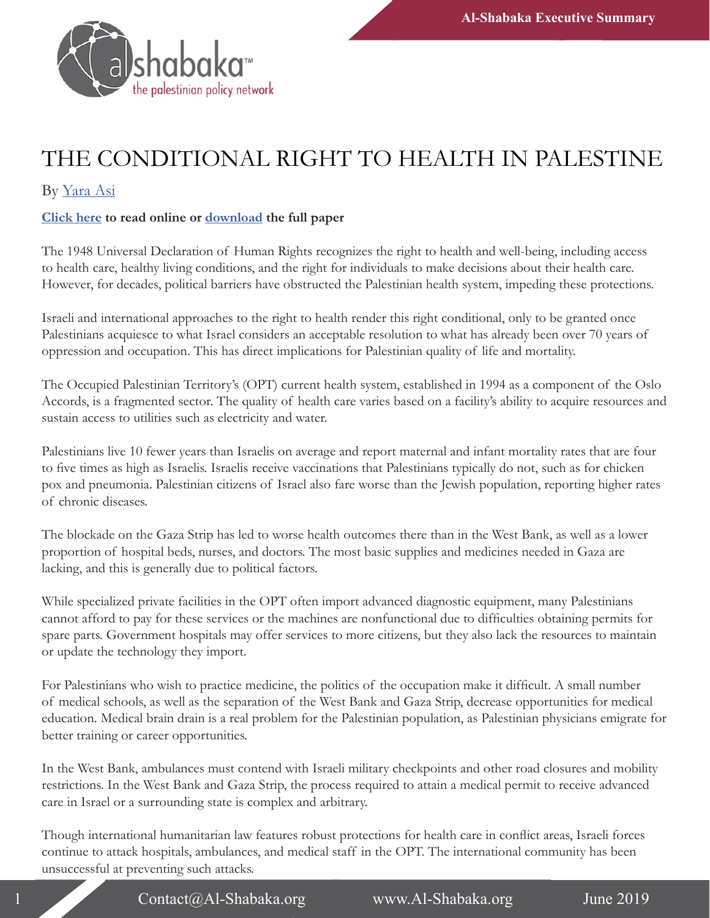# THE CONDITIONAL RIGHT TO HEALTH IN PALESTINE

By Yara Asi

**Click here to read online or download the full paper**

The 1948 Universal Declaration of Human Rights recognizes the right to health and well-being, including access to health care, healthy living conditions, and the right for individuals to make decisions about their health care. However, for decades, political barriers have obstructed the Palestinian health system, impeding these protections.

Israeli and international approaches to the right to health render this right conditional, only to be granted once Palestinians acquiesce to what Israel considers an acceptable resolution to what has already been over 70 years of oppression and occupation. This has direct implications for Palestinian quality of life and mortality.

The Occupied Palestinian Territory's (OPT) current health system, established in 1994 as a component of the Oslo Accords, is a fragmented sector. The quality of health care varies based on a facility's ability to acquire resources and sustain access to utilities such as electricity and water.

Palestinians live 10 fewer years than Israelis on average and report maternal and infant mortality rates that are four to five times as high as Israelis. Israelis receive vaccinations that Palestinians typically do not, such as for chicken pox and pneumonia. Palestinian citizens of Israel also fare worse than the Jewish population, reporting higher rates of chronic diseases.

The blockade on the Gaza Strip has led to worse health outcomes there than in the West Bank, as well as a lower proportion of hospital beds, nurses, and doctors. The most basic supplies and medicines needed in Gaza are lacking, and this is generally due to political factors.

While specialized private facilities in the OPT often import advanced diagnostic equipment, many Palestinians cannot afford to pay for these services or the machines are nonfunctional due to difficulties obtaining permits for spare parts. Government hospitals may offer services to more citizens, but they also lack the resources to maintain or update the technology they import.

For Palestinians who wish to practice medicine, the politics of the occupation make it difficult. A small number of medical schools, as well as the separation of the West Bank and Gaza Strip, decrease opportunities for medical education. Medical brain drain is a real problem for the Palestinian population, as Palestinian physicians emigrate for better training or career opportunities.

In the West Bank, ambulances must contend with Israeli military checkpoints and other road closures and mobility restrictions. In the West Bank and Gaza Strip, the process required to attain a medical permit to receive advanced care in Israel or a surrounding state is complex and arbitrary.

Though international humanitarian law features robust protections for health care in conflict areas, Israeli forces continue to attack hospitals, ambulances, and medical staff in the OPT. The international community has been unsuccessful at preventing such attacks.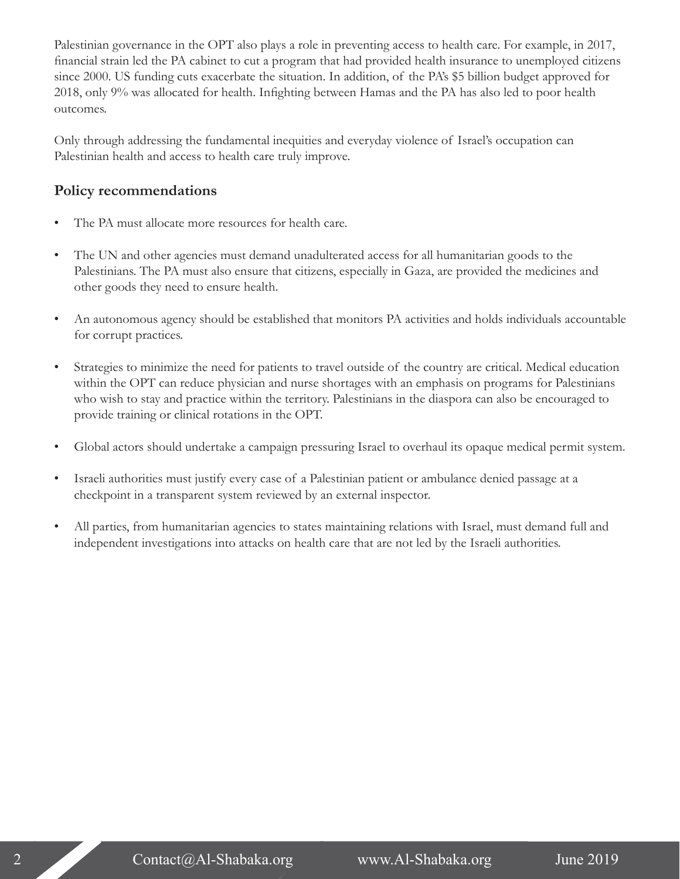Palestinian governance in the OPT also plays a role in preventing access to health care. For example, in 2017, financial strain led the PA cabinet to cut a program that had provided health insurance to unemployed citizens since 2000. US funding cuts exacerbate the situation. In addition, of the PA's $5 billion budget approved for 2018, only 9% was allocated for health. Infighting between Hamas and the PA has also led to poor health outcomes.

Only through addressing the fundamental inequities and everyday violence of Israel's occupation can Palestinian health and access to health care truly improve.

## Policy recommendations

- The PA must allocate more resources for health care.
- The UN and other agencies must demand unadulterated access for all humanitarian goods to the Palestinians. The PA must also ensure that citizens, especially in Gaza, are provided the medicines and other goods they need to ensure health.
- An autonomous agency should be established that monitors PA activities and holds individuals accountable for corrupt practices.
- Strategies to minimize the need for patients to travel outside of the country are critical. Medical education within the OPT can reduce physician and nurse shortages with an emphasis on programs for Palestinians who wish to stay and practice within the territory. Palestinians in the diaspora can also be encouraged to provide training or clinical rotations in the OPT.
- Global actors should undertake a campaign pressuring Israel to overhaul its opaque medical permit system.
- Israeli authorities must justify every case of a Palestinian patient or ambulance denied passage at a checkpoint in a transparent system reviewed by an external inspector.
- All parties, from humanitarian agencies to states maintaining relations with Israel, must demand full and independent investigations into attacks on health care that are not led by the Israeli authorities.